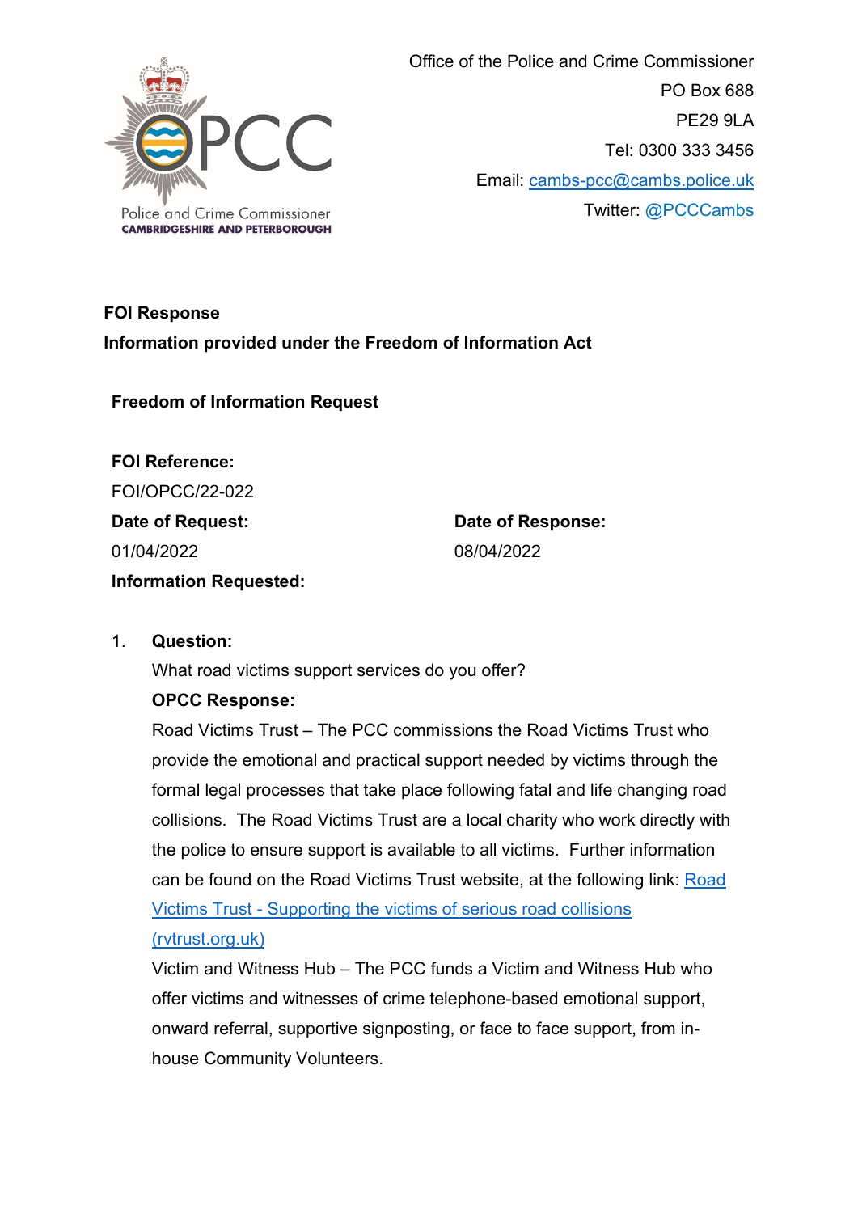Police and Crime Commissioner
CAMBRIDGESHIRE AND PETERBOROUGH

Office of the Police and Crime Commissioner
PO Box 688
PE29 9LA
Tel: 0300 333 3456
Email: cambs-pcc@cambs.police.uk
Twitter: @PCCCambs

**FOI Response**

**Information provided under the Freedom of Information Act**

**Freedom of Information Request**

**FOI Reference:**
FOI/OPCC/22-022

**Date of Request:**
01/04/2022

**Date of Response:**
08/04/2022

**Information Requested:**

1. **Question:**

   What road victims support services do you offer?

   **OPCC Response:**

   Road Victims Trust – The PCC commissions the Road Victims Trust who provide the emotional and practical support needed by victims through the formal legal processes that take place following fatal and life changing road collisions. The Road Victims Trust are a local charity who work directly with the police to ensure support is available to all victims. Further information can be found on the Road Victims Trust website, at the following link: Road Victims Trust - Supporting the victims of serious road collisions (rvtrust.org.uk)

   Victim and Witness Hub – The PCC funds a Victim and Witness Hub who offer victims and witnesses of crime telephone-based emotional support, onward referral, supportive signposting, or face to face support, from in-house Community Volunteers.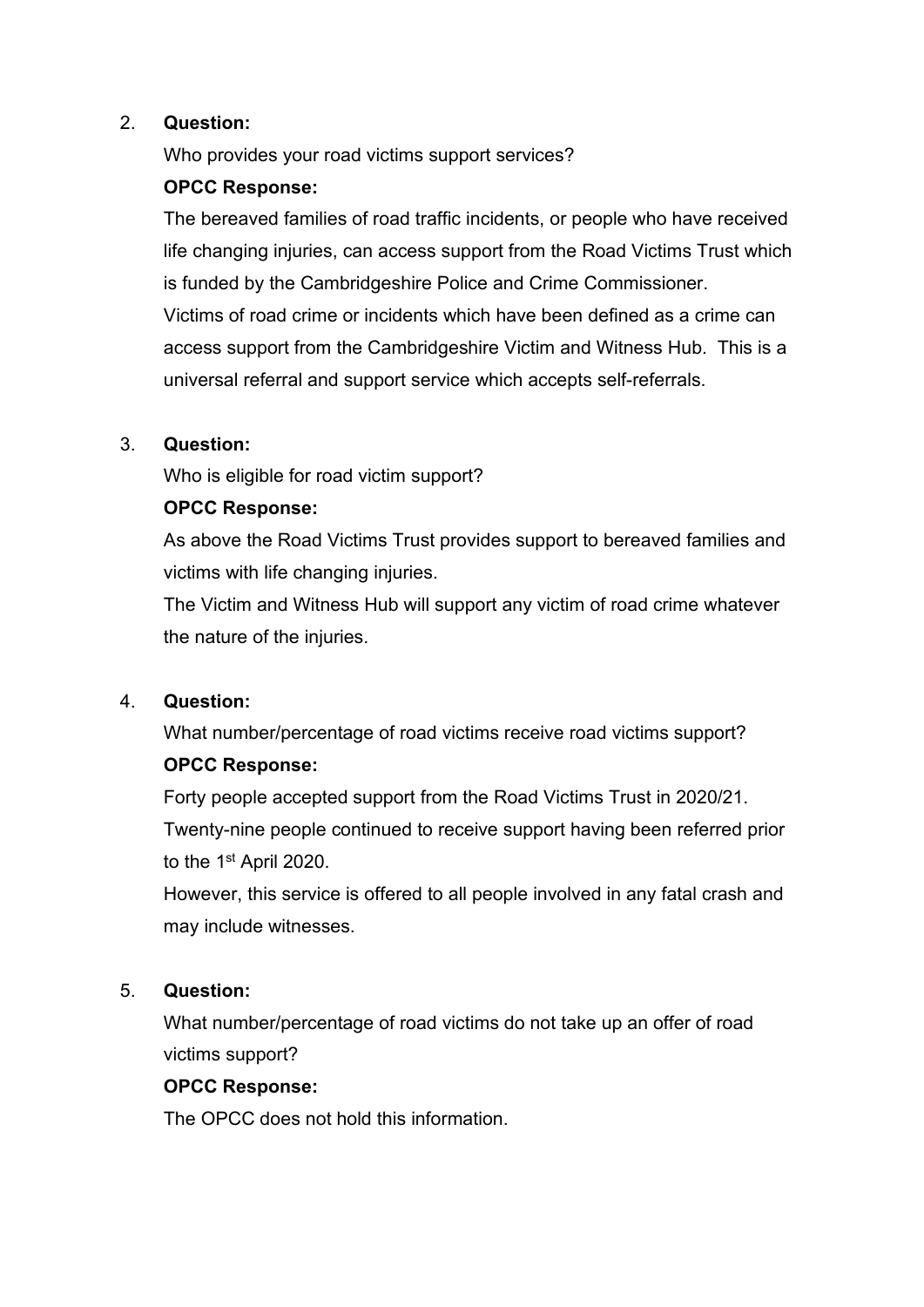2. **Question:**

   Who provides your road victims support services?

   **OPCC Response:**

   The bereaved families of road traffic incidents, or people who have received life changing injuries, can access support from the Road Victims Trust which is funded by the Cambridgeshire Police and Crime Commissioner.

   Victims of road crime or incidents which have been defined as a crime can access support from the Cambridgeshire Victim and Witness Hub. This is a universal referral and support service which accepts self-referrals.

3. **Question:**

   Who is eligible for road victim support?

   **OPCC Response:**

   As above the Road Victims Trust provides support to bereaved families and victims with life changing injuries.

   The Victim and Witness Hub will support any victim of road crime whatever the nature of the injuries.

4. **Question:**

   What number/percentage of road victims receive road victims support?

   **OPCC Response:**

   Forty people accepted support from the Road Victims Trust in 2020/21.

   Twenty-nine people continued to receive support having been referred prior to the 1st April 2020.

   However, this service is offered to all people involved in any fatal crash and may include witnesses.

5. **Question:**

   What number/percentage of road victims do not take up an offer of road victims support?

   **OPCC Response:**

   The OPCC does not hold this information.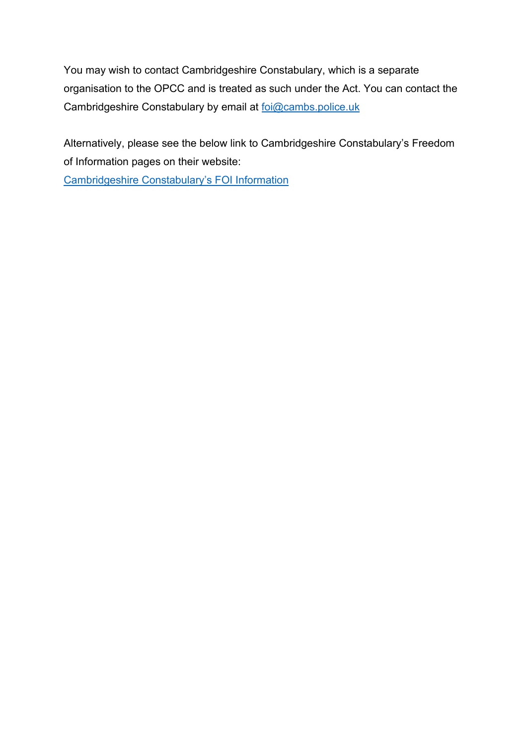You may wish to contact Cambridgeshire Constabulary, which is a separate organisation to the OPCC and is treated as such under the Act. You can contact the Cambridgeshire Constabulary by email at [foi@cambs.police.uk](mailto:foi@cambs.police.uk)

Alternatively, please see the below link to Cambridgeshire Constabulary's Freedom of Information pages on their website:
[Cambridgeshire Constabulary's FOI Information]()